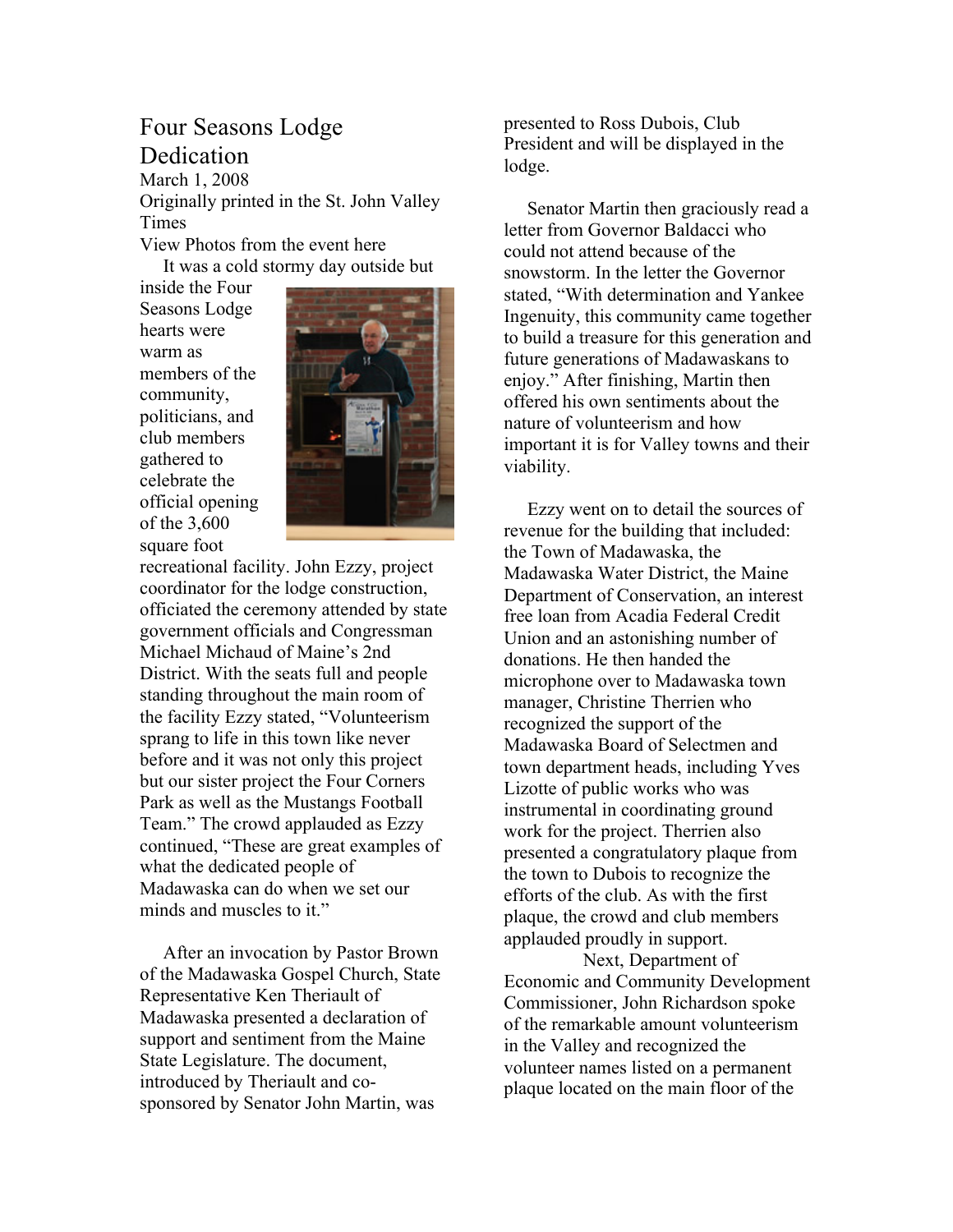# Four Seasons Lodge Dedication

March 1, 2008

Originally printed in the St. John Valley Times

View Photos from the event here

It was a cold stormy day outside but inside the Four Seasons Lodge hearts were warm as members of the community, politicians, and club members gathered to celebrate the official opening of the 3,600 square foot recreational facility. John Ezzy, project coordinator for the lodge construction, officiated the ceremony attended by state government officials and Congressman Michael Michaud of Maine's 2nd District. With the seats full and people standing throughout the main room of the facility Ezzy stated, "Volunteerism sprang to life in this town like never before and it was not only this project but our sister project the Four Corners Park as well as the Mustangs Football Team." The crowd applauded as Ezzy continued, "These are great examples of what the dedicated people of Madawaska can do when we set our minds and muscles to it."

After an invocation by Pastor Brown of the Madawaska Gospel Church, State Representative Ken Theriault of Madawaska presented a declaration of support and sentiment from the Maine State Legislature. The document, introduced by Theriault and co-sponsored by Senator John Martin, was presented to Ross Dubois, Club President and will be displayed in the lodge.

Senator Martin then graciously read a letter from Governor Baldacci who could not attend because of the snowstorm. In the letter the Governor stated, "With determination and Yankee Ingenuity, this community came together to build a treasure for this generation and future generations of Madawaskans to enjoy." After finishing, Martin then offered his own sentiments about the nature of volunteerism and how important it is for Valley towns and their viability.

Ezzy went on to detail the sources of revenue for the building that included: the Town of Madawaska, the Madawaska Water District, the Maine Department of Conservation, an interest free loan from Acadia Federal Credit Union and an astonishing number of donations. He then handed the microphone over to Madawaska town manager, Christine Therrien who recognized the support of the Madawaska Board of Selectmen and town department heads, including Yves Lizotte of public works who was instrumental in coordinating ground work for the project. Therrien also presented a congratulatory plaque from the town to Dubois to recognize the efforts of the club. As with the first plaque, the crowd and club members applauded proudly in support.

Next, Department of Economic and Community Development Commissioner, John Richardson spoke of the remarkable amount volunteerism in the Valley and recognized the volunteer names listed on a permanent plaque located on the main floor of the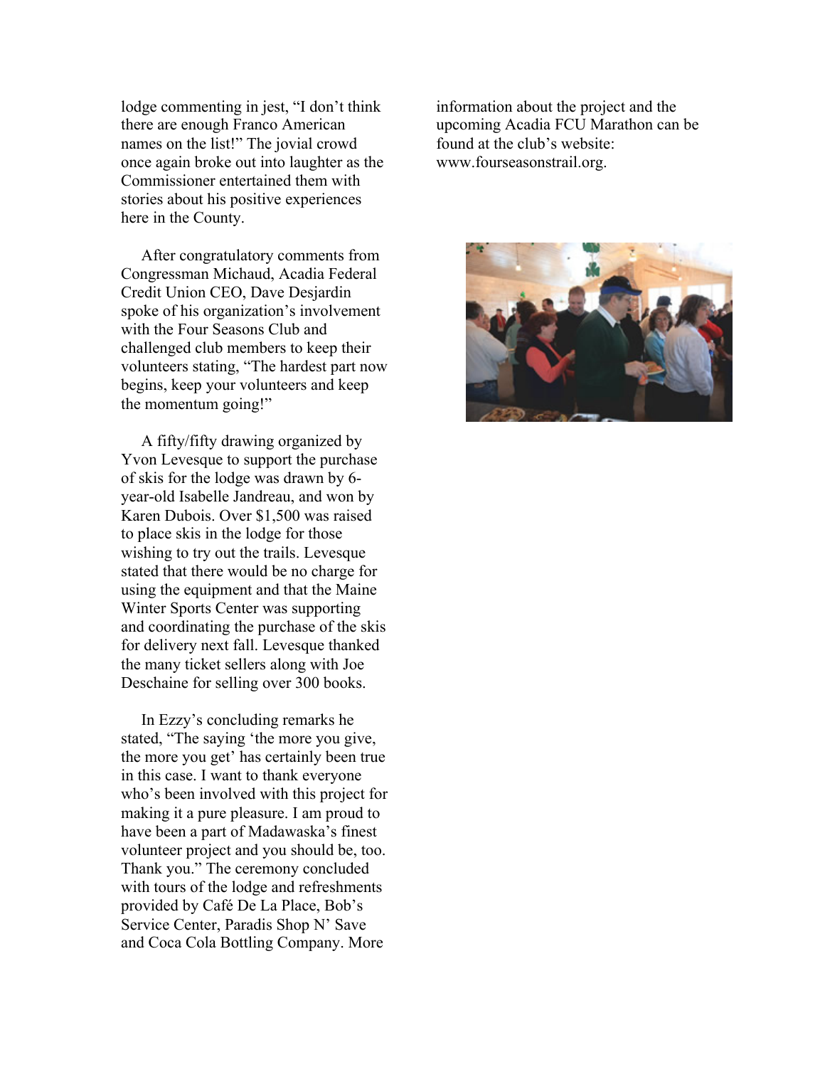lodge commenting in jest, "I don't think there are enough Franco American names on the list!" The jovial crowd once again broke out into laughter as the Commissioner entertained them with stories about his positive experiences here in the County.

After congratulatory comments from Congressman Michaud, Acadia Federal Credit Union CEO, Dave Desjardin spoke of his organization's involvement with the Four Seasons Club and challenged club members to keep their volunteers stating, "The hardest part now begins, keep your volunteers and keep the momentum going!"

A fifty/fifty drawing organized by Yvon Levesque to support the purchase of skis for the lodge was drawn by 6-year-old Isabelle Jandreau, and won by Karen Dubois. Over $1,500 was raised to place skis in the lodge for those wishing to try out the trails. Levesque stated that there would be no charge for using the equipment and that the Maine Winter Sports Center was supporting and coordinating the purchase of the skis for delivery next fall. Levesque thanked the many ticket sellers along with Joe Deschaine for selling over 300 books.

In Ezzy's concluding remarks he stated, "The saying 'the more you give, the more you get' has certainly been true in this case. I want to thank everyone who's been involved with this project for making it a pure pleasure. I am proud to have been a part of Madawaska's finest volunteer project and you should be, too. Thank you." The ceremony concluded with tours of the lodge and refreshments provided by Café De La Place, Bob's Service Center, Paradis Shop N' Save and Coca Cola Bottling Company. More information about the project and the upcoming Acadia FCU Marathon can be found at the club's website: www.fourseasonstrail.org.